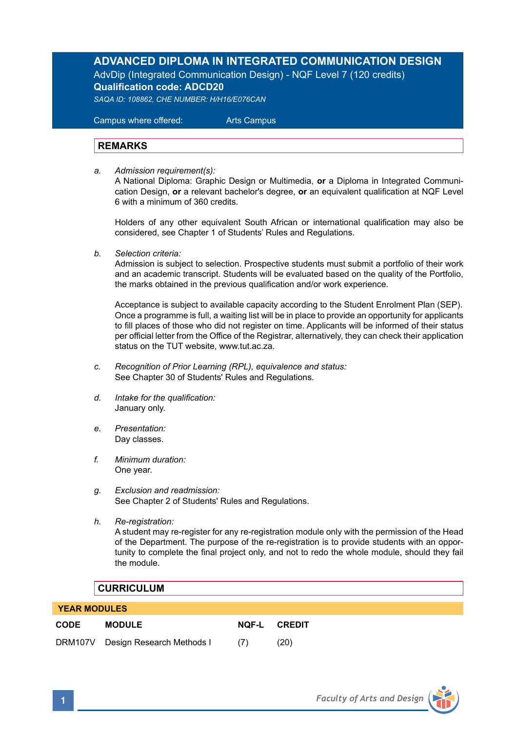# ADVANCED DIPLOMA IN INTEGRATED COMMUNICATION DESIGN

AdvDip (Integrated Communication Design) - NQF Level 7 (120 credits)

**Qualification code: ADCD20**

*SAQA ID: 108862, CHE NUMBER: H/H16/E076CAN*

Campus where offered: Arts Campus

## REMARKS

a. *Admission requirement(s):*
A National Diploma: Graphic Design or Multimedia, **or** a Diploma in Integrated Communication Design, **or** a relevant bachelor's degree, **or** an equivalent qualification at NQF Level 6 with a minimum of 360 credits.

Holders of any other equivalent South African or international qualification may also be considered, see Chapter 1 of Students' Rules and Regulations.

b. *Selection criteria:*
Admission is subject to selection. Prospective students must submit a portfolio of their work and an academic transcript. Students will be evaluated based on the quality of the Portfolio, the marks obtained in the previous qualification and/or work experience.

Acceptance is subject to available capacity according to the Student Enrolment Plan (SEP). Once a programme is full, a waiting list will be in place to provide an opportunity for applicants to fill places of those who did not register on time. Applicants will be informed of their status per official letter from the Office of the Registrar, alternatively, they can check their application status on the TUT website, www.tut.ac.za.

c. *Recognition of Prior Learning (RPL), equivalence and status:*
See Chapter 30 of Students' Rules and Regulations.

d. *Intake for the qualification:*
January only.

e. *Presentation:*
Day classes.

f. *Minimum duration:*
One year.

g. *Exclusion and readmission:*
See Chapter 2 of Students' Rules and Regulations.

h. *Re-registration:*
A student may re-register for any re-registration module only with the permission of the Head of the Department. The purpose of the re-registration is to provide students with an opportunity to complete the final project only, and not to redo the whole module, should they fail the module.

## CURRICULUM

**YEAR MODULES**

| CODE | MODULE | NQF-L | CREDIT |
|---|---|---|---|
| DRM107V | Design Research Methods I | (7) | (20) |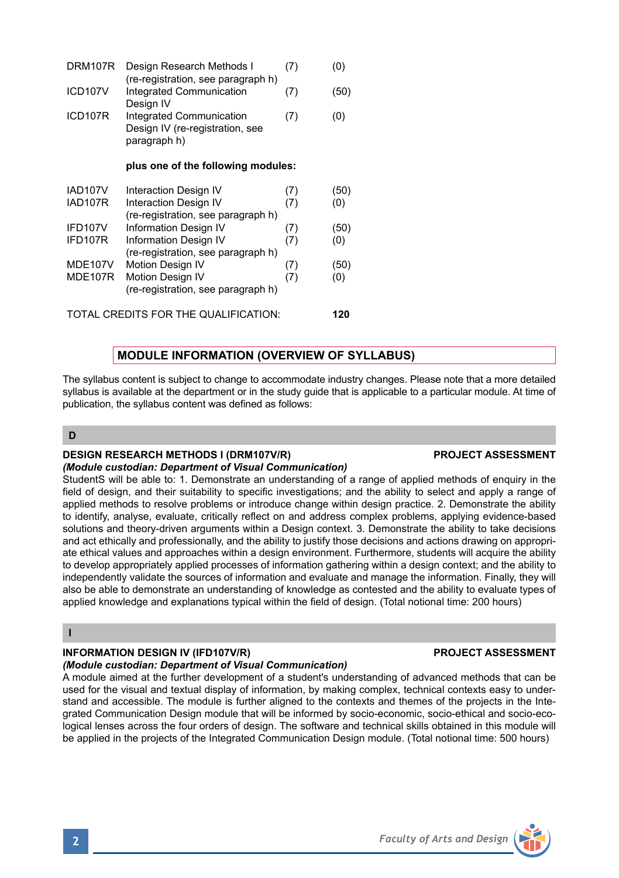| | | | |
|---|---|---|---|
| DRM107R | Design Research Methods I (re-registration, see paragraph h) | (7) | (0) |
| ICD107V | Integrated Communication Design IV | (7) | (50) |
| ICD107R | Integrated Communication Design IV (re-registration, see paragraph h) | (7) | (0) |

**plus one of the following modules:**

| | | | |
|---|---|---|---|
| IAD107V | Interaction Design IV | (7) | (50) |
| IAD107R | Interaction Design IV (re-registration, see paragraph h) | (7) | (0) |
| IFD107V | Information Design IV | (7) | (50) |
| IFD107R | Information Design IV (re-registration, see paragraph h) | (7) | (0) |
| MDE107V | Motion Design IV | (7) | (50) |
| MDE107R | Motion Design IV (re-registration, see paragraph h) | (7) | (0) |

TOTAL CREDITS FOR THE QUALIFICATION: **120**

## MODULE INFORMATION (OVERVIEW OF SYLLABUS)

The syllabus content is subject to change to accommodate industry changes. Please note that a more detailed syllabus is available at the department or in the study guide that is applicable to a particular module. At time of publication, the syllabus content was defined as follows:

### D

**DESIGN RESEARCH METHODS I (DRM107V/R)** **PROJECT ASSESSMENT**
*(Module custodian: Department of Visual Communication)*
StudentS will be able to: 1. Demonstrate an understanding of a range of applied methods of enquiry in the field of design, and their suitability to specific investigations; and the ability to select and apply a range of applied methods to resolve problems or introduce change within design practice. 2. Demonstrate the ability to identify, analyse, evaluate, critically reflect on and address complex problems, applying evidence-based solutions and theory-driven arguments within a Design context. 3. Demonstrate the ability to take decisions and act ethically and professionally, and the ability to justify those decisions and actions drawing on appropriate ethical values and approaches within a design environment. Furthermore, students will acquire the ability to develop appropriately applied processes of information gathering within a design context; and the ability to independently validate the sources of information and evaluate and manage the information. Finally, they will also be able to demonstrate an understanding of knowledge as contested and the ability to evaluate types of applied knowledge and explanations typical within the field of design. (Total notional time: 200 hours)

### I

**INFORMATION DESIGN IV (IFD107V/R)** **PROJECT ASSESSMENT**
*(Module custodian: Department of Visual Communication)*
A module aimed at the further development of a student's understanding of advanced methods that can be used for the visual and textual display of information, by making complex, technical contexts easy to understand and accessible. The module is further aligned to the contexts and themes of the projects in the Integrated Communication Design module that will be informed by socio-economic, socio-ethical and socio-ecological lenses across the four orders of design. The software and technical skills obtained in this module will be applied in the projects of the Integrated Communication Design module. (Total notional time: 500 hours)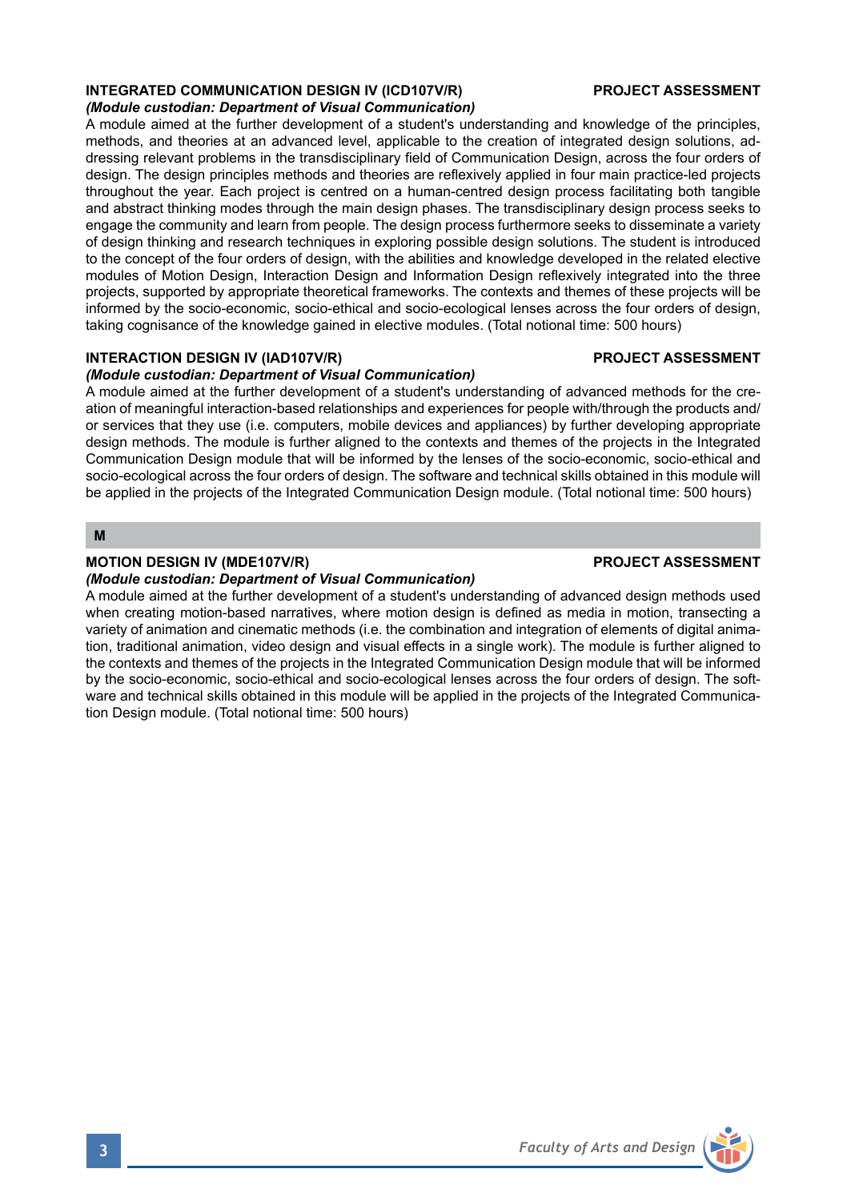**INTEGRATED COMMUNICATION DESIGN IV (ICD107V/R)** **PROJECT ASSESSMENT**

***(Module custodian: Department of Visual Communication)***

A module aimed at the further development of a student's understanding and knowledge of the principles, methods, and theories at an advanced level, applicable to the creation of integrated design solutions, addressing relevant problems in the transdisciplinary field of Communication Design, across the four orders of design. The design principles methods and theories are reflexively applied in four main practice-led projects throughout the year. Each project is centred on a human-centred design process facilitating both tangible and abstract thinking modes through the main design phases. The transdisciplinary design process seeks to engage the community and learn from people. The design process furthermore seeks to disseminate a variety of design thinking and research techniques in exploring possible design solutions. The student is introduced to the concept of the four orders of design, with the abilities and knowledge developed in the related elective modules of Motion Design, Interaction Design and Information Design reflexively integrated into the three projects, supported by appropriate theoretical frameworks. The contexts and themes of these projects will be informed by the socio-economic, socio-ethical and socio-ecological lenses across the four orders of design, taking cognisance of the knowledge gained in elective modules. (Total notional time: 500 hours)

**INTERACTION DESIGN IV (IAD107V/R)** **PROJECT ASSESSMENT**

***(Module custodian: Department of Visual Communication)***

A module aimed at the further development of a student's understanding of advanced methods for the creation of meaningful interaction-based relationships and experiences for people with/through the products and/or services that they use (i.e. computers, mobile devices and appliances) by further developing appropriate design methods. The module is further aligned to the contexts and themes of the projects in the Integrated Communication Design module that will be informed by the lenses of the socio-economic, socio-ethical and socio-ecological across the four orders of design. The software and technical skills obtained in this module will be applied in the projects of the Integrated Communication Design module. (Total notional time: 500 hours)

## M

**MOTION DESIGN IV (MDE107V/R)** **PROJECT ASSESSMENT**

***(Module custodian: Department of Visual Communication)***

A module aimed at the further development of a student's understanding of advanced design methods used when creating motion-based narratives, where motion design is defined as media in motion, transecting a variety of animation and cinematic methods (i.e. the combination and integration of elements of digital animation, traditional animation, video design and visual effects in a single work). The module is further aligned to the contexts and themes of the projects in the Integrated Communication Design module that will be informed by the socio-economic, socio-ethical and socio-ecological lenses across the four orders of design. The software and technical skills obtained in this module will be applied in the projects of the Integrated Communication Design module. (Total notional time: 500 hours)